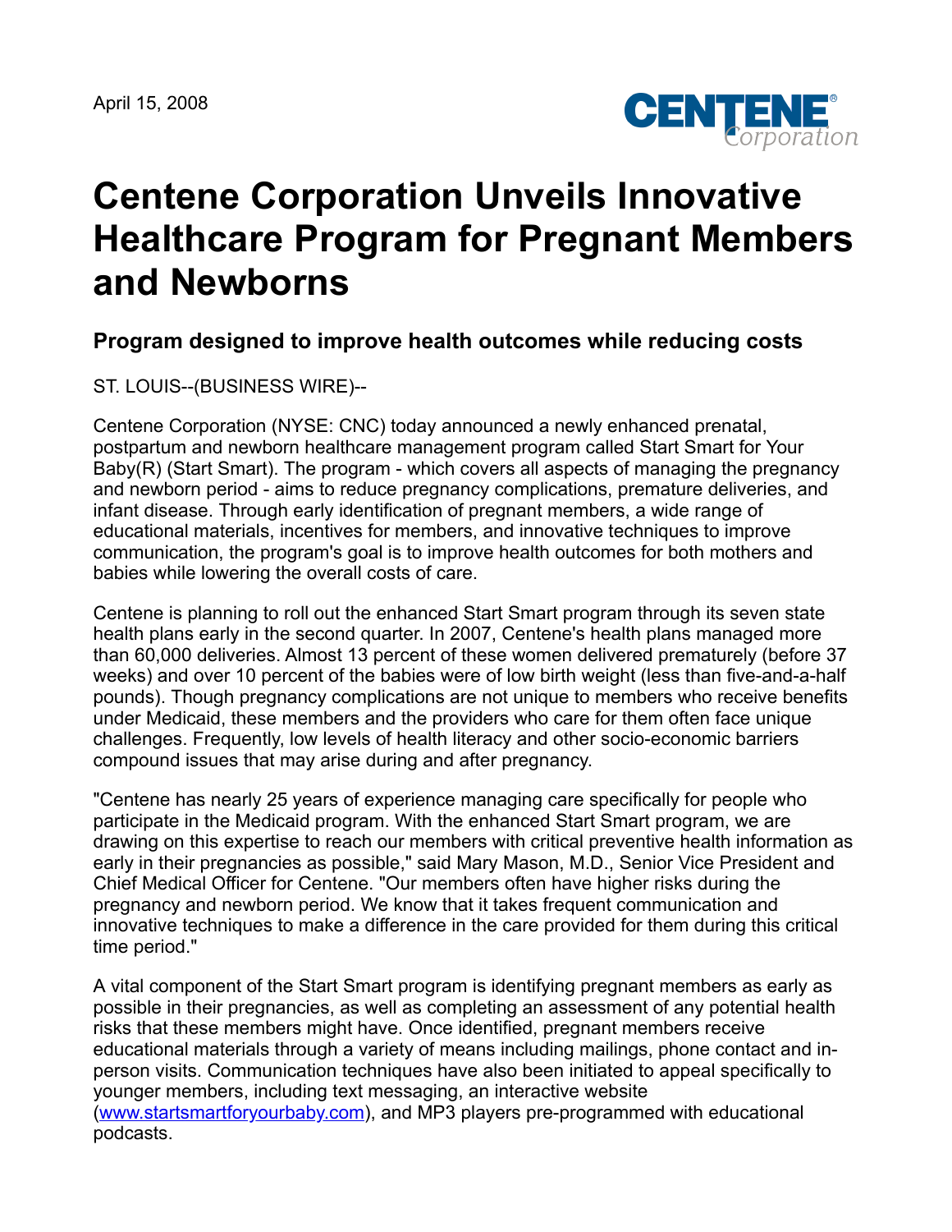April 15, 2008

# Centene Corporation Unveils Innovative Healthcare Program for Pregnant Members and Newborns

## Program designed to improve health outcomes while reducing costs

ST. LOUIS--(BUSINESS WIRE)--

Centene Corporation (NYSE: CNC) today announced a newly enhanced prenatal, postpartum and newborn healthcare management program called Start Smart for Your Baby(R) (Start Smart). The program - which covers all aspects of managing the pregnancy and newborn period - aims to reduce pregnancy complications, premature deliveries, and infant disease. Through early identification of pregnant members, a wide range of educational materials, incentives for members, and innovative techniques to improve communication, the program's goal is to improve health outcomes for both mothers and babies while lowering the overall costs of care.

Centene is planning to roll out the enhanced Start Smart program through its seven state health plans early in the second quarter. In 2007, Centene's health plans managed more than 60,000 deliveries. Almost 13 percent of these women delivered prematurely (before 37 weeks) and over 10 percent of the babies were of low birth weight (less than five-and-a-half pounds). Though pregnancy complications are not unique to members who receive benefits under Medicaid, these members and the providers who care for them often face unique challenges. Frequently, low levels of health literacy and other socio-economic barriers compound issues that may arise during and after pregnancy.

"Centene has nearly 25 years of experience managing care specifically for people who participate in the Medicaid program. With the enhanced Start Smart program, we are drawing on this expertise to reach our members with critical preventive health information as early in their pregnancies as possible," said Mary Mason, M.D., Senior Vice President and Chief Medical Officer for Centene. "Our members often have higher risks during the pregnancy and newborn period. We know that it takes frequent communication and innovative techniques to make a difference in the care provided for them during this critical time period."

A vital component of the Start Smart program is identifying pregnant members as early as possible in their pregnancies, as well as completing an assessment of any potential health risks that these members might have. Once identified, pregnant members receive educational materials through a variety of means including mailings, phone contact and in-person visits. Communication techniques have also been initiated to appeal specifically to younger members, including text messaging, an interactive website (www.startsmartforyourbaby.com), and MP3 players pre-programmed with educational podcasts.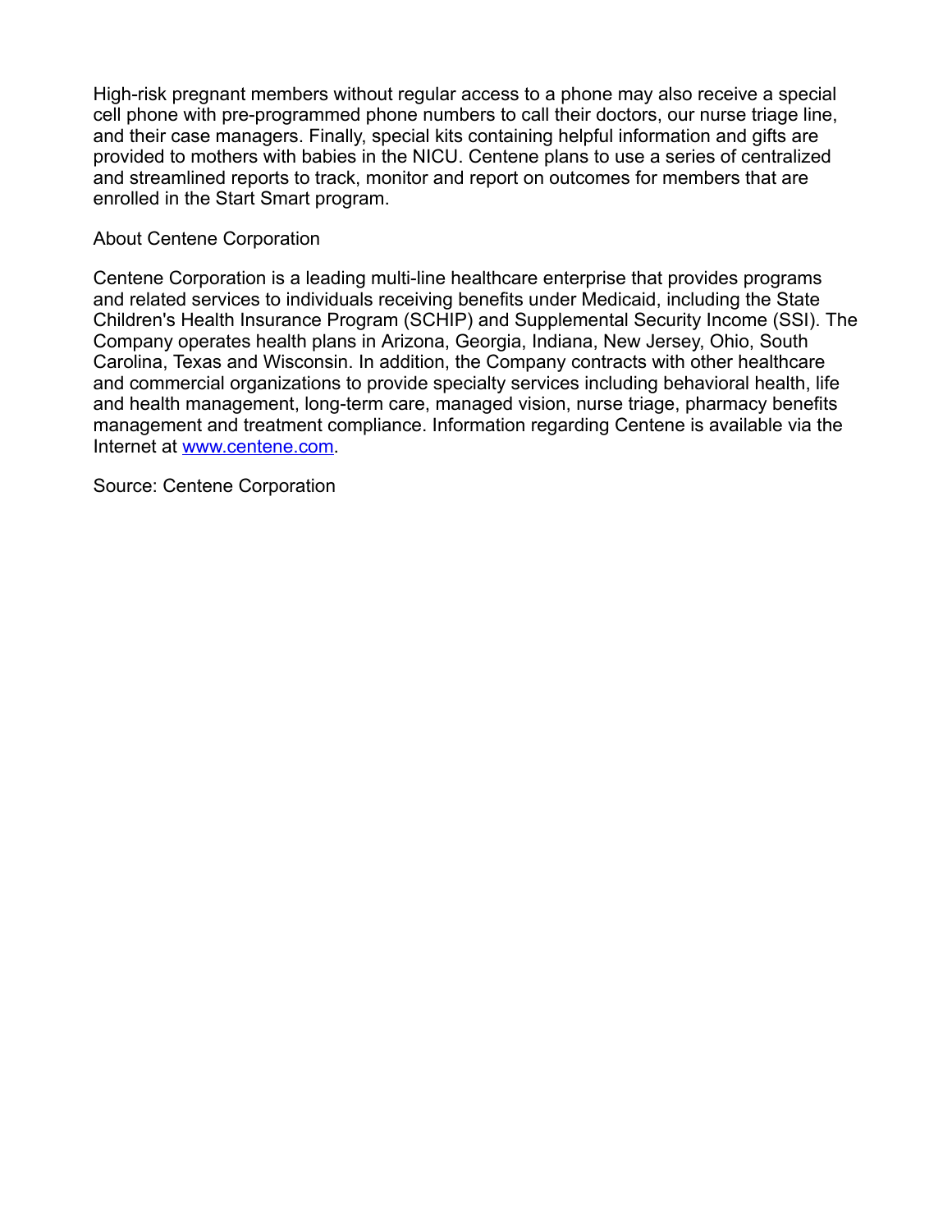High-risk pregnant members without regular access to a phone may also receive a special cell phone with pre-programmed phone numbers to call their doctors, our nurse triage line, and their case managers. Finally, special kits containing helpful information and gifts are provided to mothers with babies in the NICU. Centene plans to use a series of centralized and streamlined reports to track, monitor and report on outcomes for members that are enrolled in the Start Smart program.

About Centene Corporation

Centene Corporation is a leading multi-line healthcare enterprise that provides programs and related services to individuals receiving benefits under Medicaid, including the State Children's Health Insurance Program (SCHIP) and Supplemental Security Income (SSI). The Company operates health plans in Arizona, Georgia, Indiana, New Jersey, Ohio, South Carolina, Texas and Wisconsin. In addition, the Company contracts with other healthcare and commercial organizations to provide specialty services including behavioral health, life and health management, long-term care, managed vision, nurse triage, pharmacy benefits management and treatment compliance. Information regarding Centene is available via the Internet at [www.centene.com](http://www.centene.com).

Source: Centene Corporation